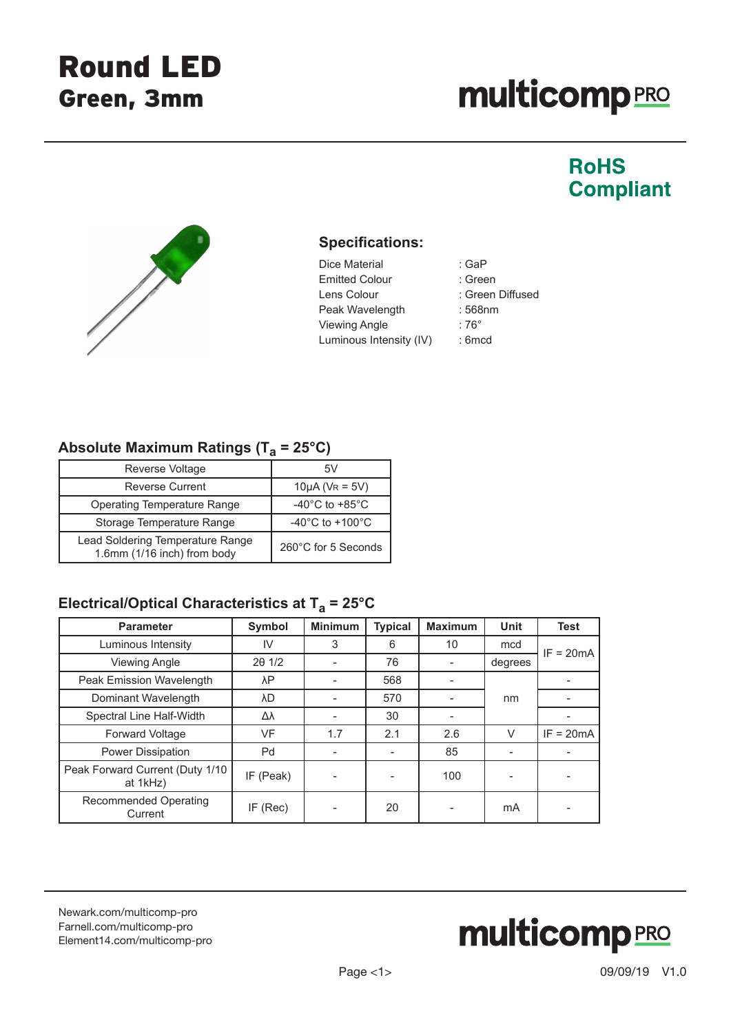# Round LED

## Green, 3mm

multicomp PRO

**RoHS Compliant**

### Specifications:

| | |
|---|---|
| Dice Material | : GaP |
| Emitted Colour | : Green |
| Lens Colour | : Green Diffused |
| Peak Wavelength | : 568nm |
| Viewing Angle | : 76° |
| Luminous Intensity (IV) | : 6mcd |

### Absolute Maximum Ratings ($T_a$ = 25°C)

| | |
|---|---|
| Reverse Voltage | 5V |
| Reverse Current | 10μA ($V_R$ = 5V) |
| Operating Temperature Range | -40°C to +85°C |
| Storage Temperature Range | -40°C to +100°C |
| Lead Soldering Temperature Range 1.6mm (1/16 inch) from body | 260°C for 5 Seconds |

### Electrical/Optical Characteristics at $T_a$ = 25°C

| Parameter | Symbol | Minimum | Typical | Maximum | Unit | Test |
|---|---|---|---|---|---|---|
| Luminous Intensity | IV | 3 | 6 | 10 | mcd | IF = 20mA |
| Viewing Angle | 2θ 1/2 | - | 76 | - | degrees | |
| Peak Emission Wavelength | λP | - | 568 | - | nm | - |
| Dominant Wavelength | λD | - | 570 | - | | - |
| Spectral Line Half-Width | Δλ | - | 30 | - | | - |
| Forward Voltage | VF | 1.7 | 2.1 | 2.6 | V | IF = 20mA |
| Power Dissipation | Pd | - | - | 85 | - | - |
| Peak Forward Current (Duty 1/10 at 1kHz) | IF (Peak) | - | - | 100 | - | - |
| Recommended Operating Current | IF (Rec) | - | 20 | - | mA | - |

Newark.com/multicomp-pro
Farnell.com/multicomp-pro
Element14.com/multicomp-pro

09/09/19 V1.0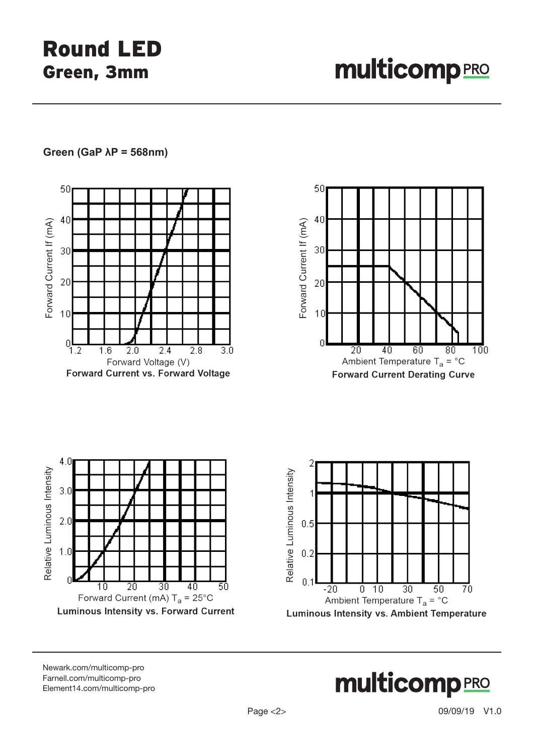# Round LED
## Green, 3mm

**Green (GaP λP = 568nm)**

Forward Current If (mA)

Forward Voltage (V)

**Forward Current vs. Forward Voltage**

Forward Current If (mA)

Ambient Temperature $T_a$ = °C

**Forward Current Derating Curve**

Relative Luminous Intensity

Forward Current (mA) $T_a$ = 25°C

**Luminous Intensity vs. Forward Current**

Relative Luminous Intensity

Ambient Temperature $T_a$ = °C

**Luminous Intensity vs. Ambient Temperature**

Newark.com/multicomp-pro
Farnell.com/multicomp-pro
Element14.com/multicomp-pro

09/09/19 V1.0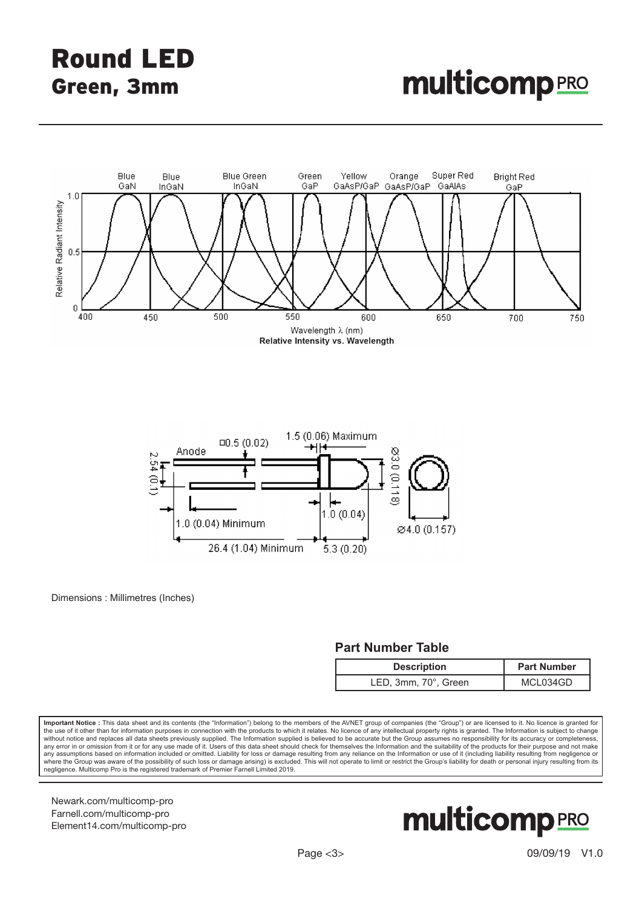# Round LED

## Green, 3mm

Blue GaN
Blue InGaN
Blue Green InGaN
Green GaP
Yellow GaAsP/GaP
Orange GaAsP/GaP
Super Red GaAlAs
Bright Red GaP

Relative Radiant Intensity
1.0
0.5
0

400 450 500 550 600 650 700 750

Wavelength λ (nm)

**Relative Intensity vs. Wavelength**

1.5 (0.06) Maximum
□0.5 (0.02)
Anode
2.54 (0.1)
⌀3.0 (0.118)
1.0 (0.04)
1.0 (0.04) Minimum
⌀4.0 (0.157)
26.4 (1.04) Minimum
5.3 (0.20)

Dimensions : Millimetres (Inches)

### Part Number Table

| Description | Part Number |
|---|---|
| LED, 3mm, 70°, Green | MCL034GD |

**Important Notice :** This data sheet and its contents (the "Information") belong to the members of the AVNET group of companies (the "Group") or are licensed to it. No licence is granted for the use of it other than for information purposes in connection with the products to which it relates. No licence of any intellectual property rights is granted. The Information is subject to change without notice and replaces all data sheets previously supplied. The Information supplied is believed to be accurate but the Group assumes no responsibility for its accuracy or completeness, any error in or omission from it or for any use made of it. Users of this data sheet should check for themselves the Information and the suitability of the products for their purpose and not make any assumptions based on information included or omitted. Liability for loss or damage resulting from any reliance on the Information or use of it (including liability resulting from negligence or where the Group was aware of the possibility of such loss or damage arising) is excluded. This will not operate to limit or restrict the Group's liability for death or personal injury resulting from its negligence. Multicomp Pro is the registered trademark of Premier Farnell Limited 2019.

Newark.com/multicomp-pro
Farnell.com/multicomp-pro
Element14.com/multicomp-pro

09/09/19 V1.0